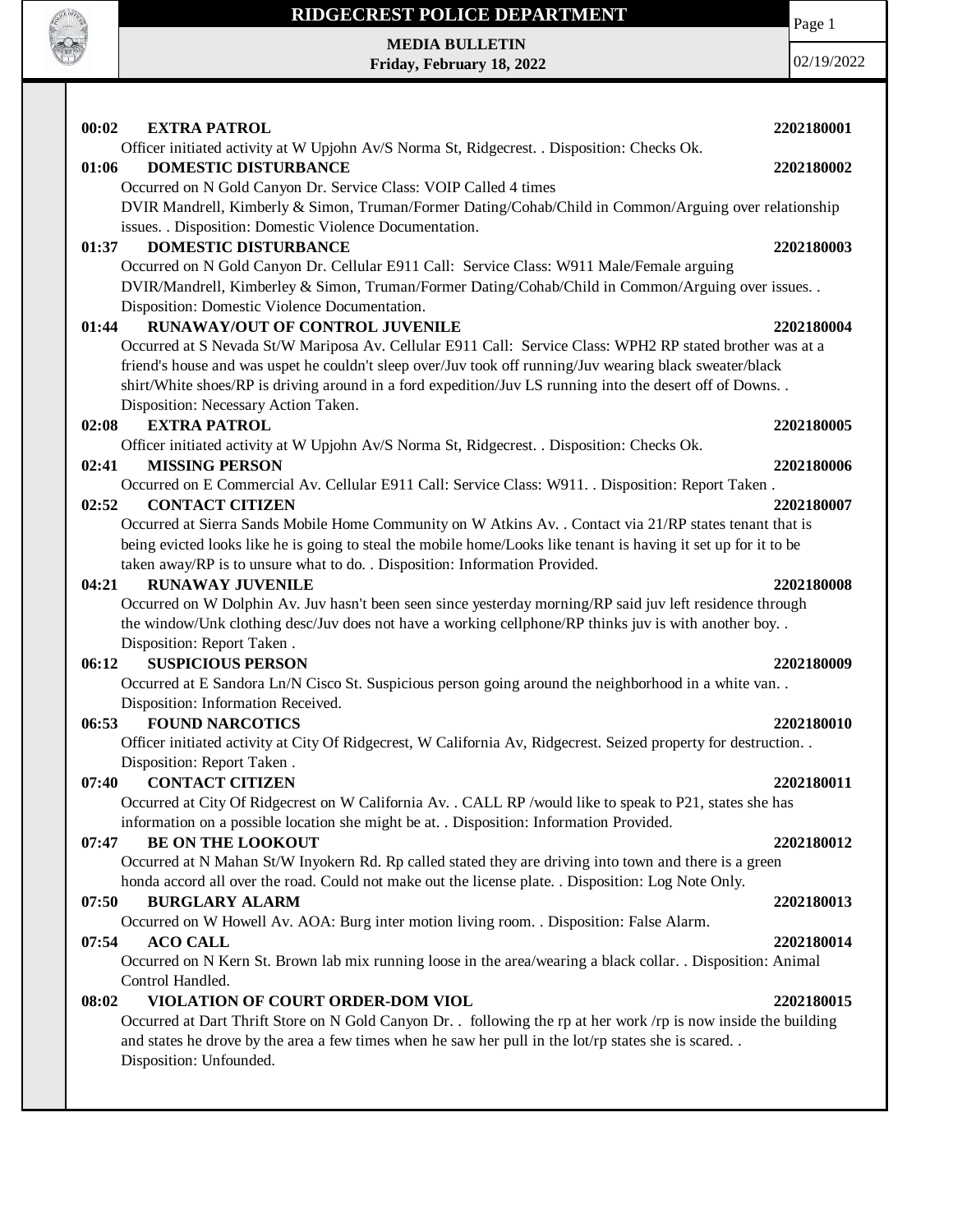# RIDGECREST POLICE DEPARTMENT

**MEDIA BULLETIN**
**Friday, February 18, 2022**

02/19/2022

**00:02 EXTRA PATROL** 2202180001
Officer initiated activity at W Upjohn Av/S Norma St, Ridgecrest. . Disposition: Checks Ok.

**01:06 DOMESTIC DISTURBANCE** 2202180002
Occurred on N Gold Canyon Dr. Service Class: VOIP Called 4 times
DVIR Mandrell, Kimberly & Simon, Truman/Former Dating/Cohab/Child in Common/Arguing over relationship issues. . Disposition: Domestic Violence Documentation.

**01:37 DOMESTIC DISTURBANCE** 2202180003
Occurred on N Gold Canyon Dr. Cellular E911 Call: Service Class: W911 Male/Female arguing
DVIR/Mandrell, Kimberley & Simon, Truman/Former Dating/Cohab/Child in Common/Arguing over issues. . Disposition: Domestic Violence Documentation.

**01:44 RUNAWAY/OUT OF CONTROL JUVENILE** 2202180004
Occurred at S Nevada St/W Mariposa Av. Cellular E911 Call: Service Class: WPH2 RP stated brother was at a friend's house and was uspet he couldn't sleep over/Juv took off running/Juv wearing black sweater/black shirt/White shoes/RP is driving around in a ford expedition/Juv LS running into the desert off of Downs. . Disposition: Necessary Action Taken.

**02:08 EXTRA PATROL** 2202180005
Officer initiated activity at W Upjohn Av/S Norma St, Ridgecrest. . Disposition: Checks Ok.

**02:41 MISSING PERSON** 2202180006
Occurred on E Commercial Av. Cellular E911 Call: Service Class: W911. . Disposition: Report Taken .

**02:52 CONTACT CITIZEN** 2202180007
Occurred at Sierra Sands Mobile Home Community on W Atkins Av. . Contact via 21/RP states tenant that is being evicted looks like he is going to steal the mobile home/Looks like tenant is having it set up for it to be taken away/RP is to unsure what to do. . Disposition: Information Provided.

**04:21 RUNAWAY JUVENILE** 2202180008
Occurred on W Dolphin Av. Juv hasn't been seen since yesterday morning/RP said juv left residence through the window/Unk clothing desc/Juv does not have a working cellphone/RP thinks juv is with another boy. . Disposition: Report Taken .

**06:12 SUSPICIOUS PERSON** 2202180009
Occurred at E Sandora Ln/N Cisco St. Suspicious person going around the neighborhood in a white van. . Disposition: Information Received.

**06:53 FOUND NARCOTICS** 2202180010
Officer initiated activity at City Of Ridgecrest, W California Av, Ridgecrest. Seized property for destruction. . Disposition: Report Taken .

**07:40 CONTACT CITIZEN** 2202180011
Occurred at City Of Ridgecrest on W California Av. . CALL RP /would like to speak to P21, states she has information on a possible location she might be at. . Disposition: Information Provided.

**07:47 BE ON THE LOOKOUT** 2202180012
Occurred at N Mahan St/W Inyokern Rd. Rp called stated they are driving into town and there is a green honda accord all over the road. Could not make out the license plate. . Disposition: Log Note Only.

**07:50 BURGLARY ALARM** 2202180013
Occurred on W Howell Av. AOA: Burg inter motion living room. . Disposition: False Alarm.

**07:54 ACO CALL** 2202180014
Occurred on N Kern St. Brown lab mix running loose in the area/wearing a black collar. . Disposition: Animal Control Handled.

**08:02 VIOLATION OF COURT ORDER-DOM VIOL** 2202180015
Occurred at Dart Thrift Store on N Gold Canyon Dr. . following the rp at her work /rp is now inside the building and states he drove by the area a few times when he saw her pull in the lot/rp states she is scared. . Disposition: Unfounded.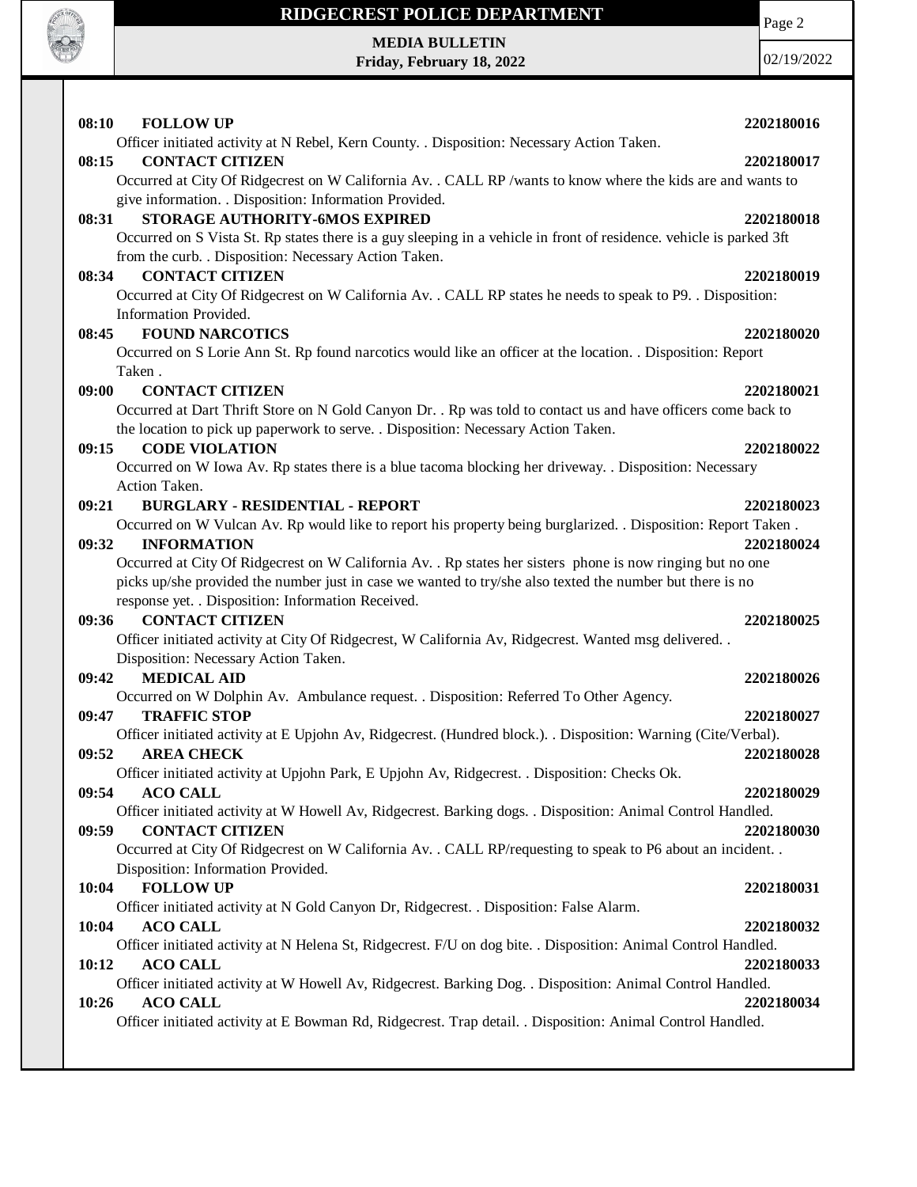**08:10 FOLLOW UP** **2202180016**
Officer initiated activity at N Rebel, Kern County. . Disposition: Necessary Action Taken.

**08:15 CONTACT CITIZEN** **2202180017**
Occurred at City Of Ridgecrest on W California Av. . CALL RP /wants to know where the kids are and wants to give information. . Disposition: Information Provided.

**08:31 STORAGE AUTHORITY-6MOS EXPIRED** **2202180018**
Occurred on S Vista St. Rp states there is a guy sleeping in a vehicle in front of residence. vehicle is parked 3ft from the curb. . Disposition: Necessary Action Taken.

**08:34 CONTACT CITIZEN** **2202180019**
Occurred at City Of Ridgecrest on W California Av. . CALL RP states he needs to speak to P9. . Disposition: Information Provided.

**08:45 FOUND NARCOTICS** **2202180020**
Occurred on S Lorie Ann St. Rp found narcotics would like an officer at the location. . Disposition: Report Taken .

**09:00 CONTACT CITIZEN** **2202180021**
Occurred at Dart Thrift Store on N Gold Canyon Dr. . Rp was told to contact us and have officers come back to the location to pick up paperwork to serve. . Disposition: Necessary Action Taken.

**09:15 CODE VIOLATION** **2202180022**
Occurred on W Iowa Av. Rp states there is a blue tacoma blocking her driveway. . Disposition: Necessary Action Taken.

**09:21 BURGLARY - RESIDENTIAL - REPORT** **2202180023**
Occurred on W Vulcan Av. Rp would like to report his property being burglarized. . Disposition: Report Taken .

**09:32 INFORMATION** **2202180024**
Occurred at City Of Ridgecrest on W California Av. . Rp states her sisters phone is now ringing but no one picks up/she provided the number just in case we wanted to try/she also texted the number but there is no response yet. . Disposition: Information Received.

**09:36 CONTACT CITIZEN** **2202180025**
Officer initiated activity at City Of Ridgecrest, W California Av, Ridgecrest. Wanted msg delivered. . Disposition: Necessary Action Taken.

**09:42 MEDICAL AID** **2202180026**
Occurred on W Dolphin Av. Ambulance request. . Disposition: Referred To Other Agency.

**09:47 TRAFFIC STOP** **2202180027**
Officer initiated activity at E Upjohn Av, Ridgecrest. (Hundred block.). . Disposition: Warning (Cite/Verbal).

**09:52 AREA CHECK** **2202180028**
Officer initiated activity at Upjohn Park, E Upjohn Av, Ridgecrest. . Disposition: Checks Ok.

**09:54 ACO CALL** **2202180029**
Officer initiated activity at W Howell Av, Ridgecrest. Barking dogs. . Disposition: Animal Control Handled.

**09:59 CONTACT CITIZEN** **2202180030**
Occurred at City Of Ridgecrest on W California Av. . CALL RP/requesting to speak to P6 about an incident. . Disposition: Information Provided.

**10:04 FOLLOW UP** **2202180031**
Officer initiated activity at N Gold Canyon Dr, Ridgecrest. . Disposition: False Alarm.

**10:04 ACO CALL** **2202180032**
Officer initiated activity at N Helena St, Ridgecrest. F/U on dog bite. . Disposition: Animal Control Handled.

**10:12 ACO CALL** **2202180033**
Officer initiated activity at W Howell Av, Ridgecrest. Barking Dog. . Disposition: Animal Control Handled.

**10:26 ACO CALL** **2202180034**
Officer initiated activity at E Bowman Rd, Ridgecrest. Trap detail. . Disposition: Animal Control Handled.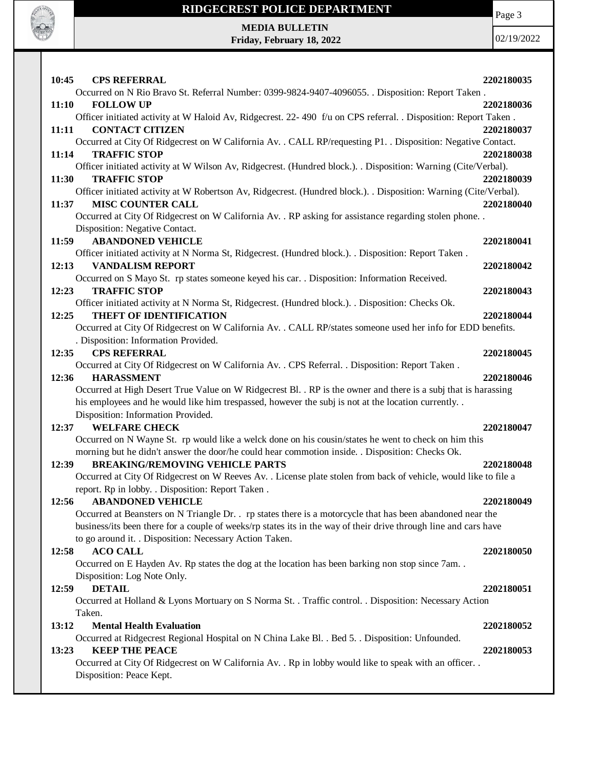**10:45 CPS REFERRAL 2202180035**
Occurred on N Rio Bravo St. Referral Number: 0399-9824-9407-4096055. . Disposition: Report Taken .

**11:10 FOLLOW UP 2202180036**
Officer initiated activity at W Haloid Av, Ridgecrest. 22- 490 f/u on CPS referral. . Disposition: Report Taken .

**11:11 CONTACT CITIZEN 2202180037**
Occurred at City Of Ridgecrest on W California Av. . CALL RP/requesting P1. . Disposition: Negative Contact.

**11:14 TRAFFIC STOP 2202180038**
Officer initiated activity at W Wilson Av, Ridgecrest. (Hundred block.). . Disposition: Warning (Cite/Verbal).

**11:30 TRAFFIC STOP 2202180039**
Officer initiated activity at W Robertson Av, Ridgecrest. (Hundred block.). . Disposition: Warning (Cite/Verbal).

**11:37 MISC COUNTER CALL 2202180040**
Occurred at City Of Ridgecrest on W California Av. . RP asking for assistance regarding stolen phone. . Disposition: Negative Contact.

**11:59 ABANDONED VEHICLE 2202180041**
Officer initiated activity at N Norma St, Ridgecrest. (Hundred block.). . Disposition: Report Taken .

**12:13 VANDALISM REPORT 2202180042**
Occurred on S Mayo St. rp states someone keyed his car. . Disposition: Information Received.

**12:23 TRAFFIC STOP 2202180043**
Officer initiated activity at N Norma St, Ridgecrest. (Hundred block.). . Disposition: Checks Ok.

**12:25 THEFT OF IDENTIFICATION 2202180044**
Occurred at City Of Ridgecrest on W California Av. . CALL RP/states someone used her info for EDD benefits. . Disposition: Information Provided.

**12:35 CPS REFERRAL 2202180045**
Occurred at City Of Ridgecrest on W California Av. . CPS Referral. . Disposition: Report Taken .

**12:36 HARASSMENT 2202180046**
Occurred at High Desert True Value on W Ridgecrest Bl. . RP is the owner and there is a subj that is harassing his employees and he would like him trespassed, however the subj is not at the location currently. . Disposition: Information Provided.

**12:37 WELFARE CHECK 2202180047**
Occurred on N Wayne St. rp would like a welck done on his cousin/states he went to check on him this morning but he didn't answer the door/he could hear commotion inside. . Disposition: Checks Ok.

**12:39 BREAKING/REMOVING VEHICLE PARTS 2202180048**
Occurred at City Of Ridgecrest on W Reeves Av. . License plate stolen from back of vehicle, would like to file a report. Rp in lobby. . Disposition: Report Taken .

**12:56 ABANDONED VEHICLE 2202180049**
Occurred at Beansters on N Triangle Dr. . rp states there is a motorcycle that has been abandoned near the business/its been there for a couple of weeks/rp states its in the way of their drive through line and cars have to go around it. . Disposition: Necessary Action Taken.

**12:58 ACO CALL 2202180050**
Occurred on E Hayden Av. Rp states the dog at the location has been barking non stop since 7am. . Disposition: Log Note Only.

**12:59 DETAIL 2202180051**
Occurred at Holland & Lyons Mortuary on S Norma St. . Traffic control. . Disposition: Necessary Action Taken.

**13:12 Mental Health Evaluation 2202180052**
Occurred at Ridgecrest Regional Hospital on N China Lake Bl. . Bed 5. . Disposition: Unfounded.

**13:23 KEEP THE PEACE 2202180053**
Occurred at City Of Ridgecrest on W California Av. . Rp in lobby would like to speak with an officer. . Disposition: Peace Kept.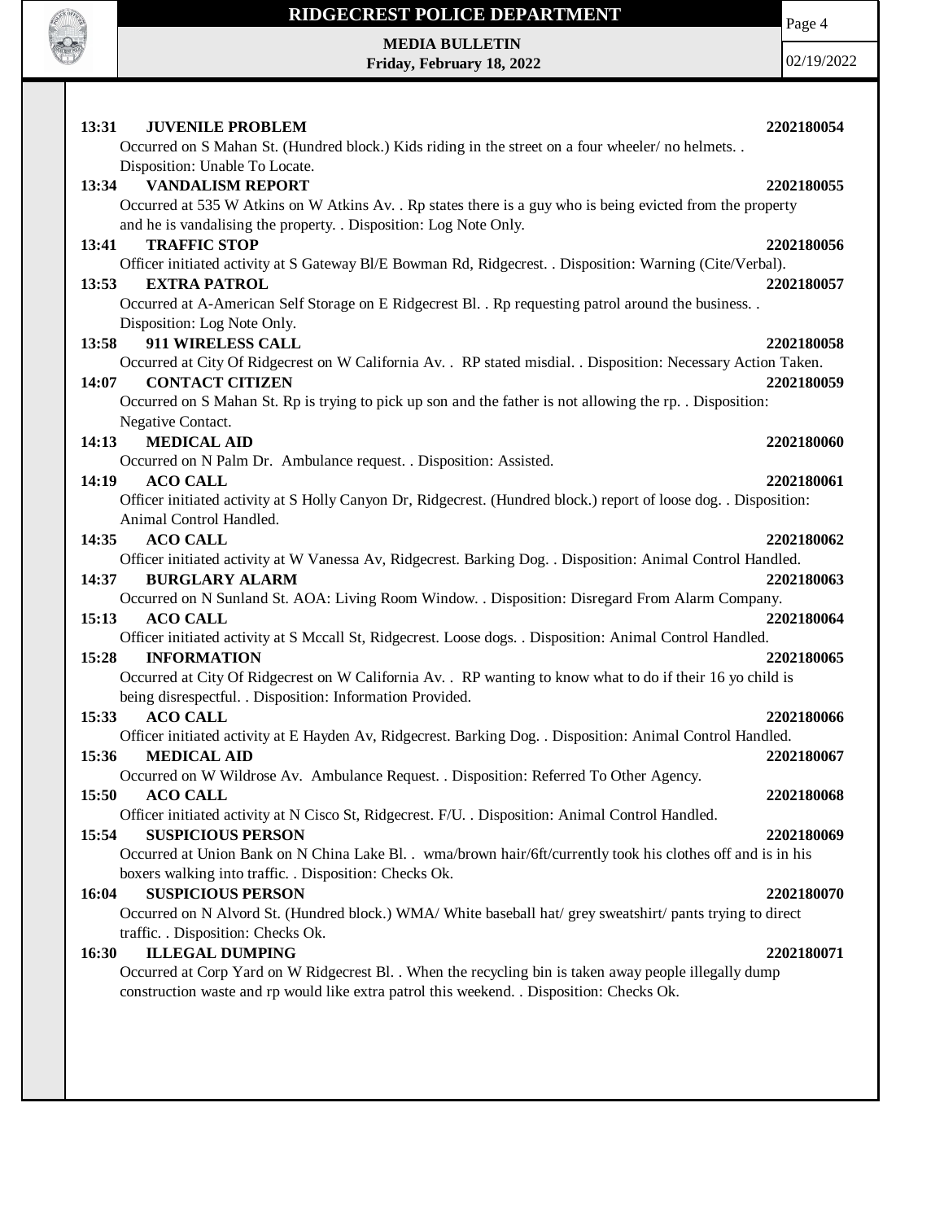**13:31 JUVENILE PROBLEM 2202180054**

Occurred on S Mahan St. (Hundred block.) Kids riding in the street on a four wheeler/ no helmets. . Disposition: Unable To Locate.

**13:34 VANDALISM REPORT 2202180055**

Occurred at 535 W Atkins on W Atkins Av. . Rp states there is a guy who is being evicted from the property and he is vandalising the property. . Disposition: Log Note Only.

**13:41 TRAFFIC STOP 2202180056**

Officer initiated activity at S Gateway Bl/E Bowman Rd, Ridgecrest. . Disposition: Warning (Cite/Verbal).

**13:53 EXTRA PATROL 2202180057**

Occurred at A-American Self Storage on E Ridgecrest Bl. . Rp requesting patrol around the business. . Disposition: Log Note Only.

**13:58 911 WIRELESS CALL 2202180058**

Occurred at City Of Ridgecrest on W California Av. . RP stated misdial. . Disposition: Necessary Action Taken.

**14:07 CONTACT CITIZEN 2202180059**

Occurred on S Mahan St. Rp is trying to pick up son and the father is not allowing the rp. . Disposition: Negative Contact.

**14:13 MEDICAL AID 2202180060**

Occurred on N Palm Dr. Ambulance request. . Disposition: Assisted.

**14:19 ACO CALL 2202180061**

Officer initiated activity at S Holly Canyon Dr, Ridgecrest. (Hundred block.) report of loose dog. . Disposition: Animal Control Handled.

**14:35 ACO CALL 2202180062**

Officer initiated activity at W Vanessa Av, Ridgecrest. Barking Dog. . Disposition: Animal Control Handled.

**14:37 BURGLARY ALARM 2202180063**

Occurred on N Sunland St. AOA: Living Room Window. . Disposition: Disregard From Alarm Company.

**15:13 ACO CALL 2202180064**

Officer initiated activity at S Mccall St, Ridgecrest. Loose dogs. . Disposition: Animal Control Handled.

**15:28 INFORMATION 2202180065**

Occurred at City Of Ridgecrest on W California Av. . RP wanting to know what to do if their 16 yo child is being disrespectful. . Disposition: Information Provided.

**15:33 ACO CALL 2202180066**

Officer initiated activity at E Hayden Av, Ridgecrest. Barking Dog. . Disposition: Animal Control Handled.

**15:36 MEDICAL AID 2202180067**

Occurred on W Wildrose Av. Ambulance Request. . Disposition: Referred To Other Agency.

**15:50 ACO CALL 2202180068**

Officer initiated activity at N Cisco St, Ridgecrest. F/U. . Disposition: Animal Control Handled.

**15:54 SUSPICIOUS PERSON 2202180069**

Occurred at Union Bank on N China Lake Bl. . wma/brown hair/6ft/currently took his clothes off and is in his boxers walking into traffic. . Disposition: Checks Ok.

**16:04 SUSPICIOUS PERSON 2202180070**

Occurred on N Alvord St. (Hundred block.) WMA/ White baseball hat/ grey sweatshirt/ pants trying to direct traffic. . Disposition: Checks Ok.

**16:30 ILLEGAL DUMPING 2202180071**

Occurred at Corp Yard on W Ridgecrest Bl. . When the recycling bin is taken away people illegally dump construction waste and rp would like extra patrol this weekend. . Disposition: Checks Ok.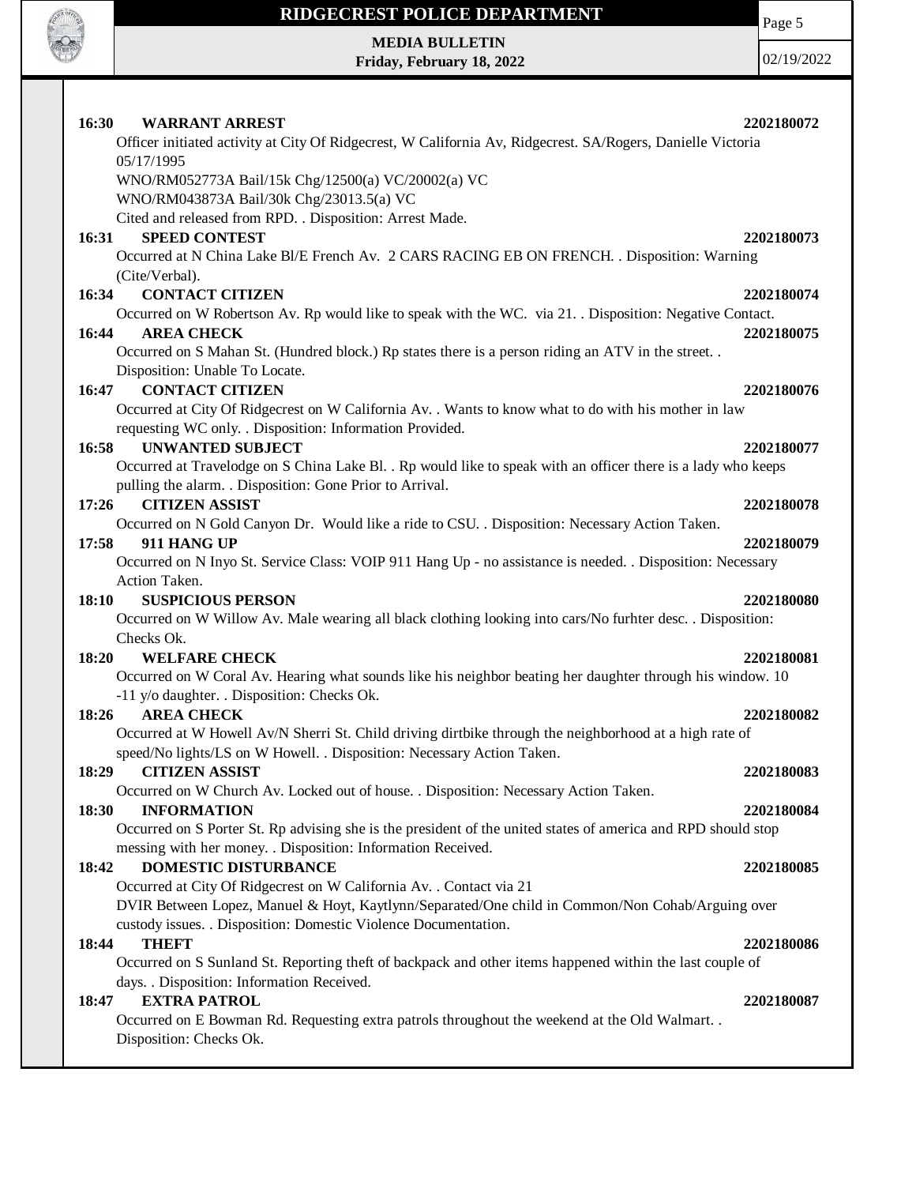**16:30 WARRANT ARREST 2202180072**

Officer initiated activity at City Of Ridgecrest, W California Av, Ridgecrest. SA/Rogers, Danielle Victoria 05/17/1995

WNO/RM052773A Bail/15k Chg/12500(a) VC/20002(a) VC

WNO/RM043873A Bail/30k Chg/23013.5(a) VC

Cited and released from RPD. . Disposition: Arrest Made.

**16:31 SPEED CONTEST 2202180073**

Occurred at N China Lake Bl/E French Av. 2 CARS RACING EB ON FRENCH. . Disposition: Warning (Cite/Verbal).

**16:34 CONTACT CITIZEN 2202180074**

Occurred on W Robertson Av. Rp would like to speak with the WC. via 21. . Disposition: Negative Contact.

**16:44 AREA CHECK 2202180075**

Occurred on S Mahan St. (Hundred block.) Rp states there is a person riding an ATV in the street. . Disposition: Unable To Locate.

**16:47 CONTACT CITIZEN 2202180076**

Occurred at City Of Ridgecrest on W California Av. . Wants to know what to do with his mother in law requesting WC only. . Disposition: Information Provided.

**16:58 UNWANTED SUBJECT 2202180077**

Occurred at Travelodge on S China Lake Bl. . Rp would like to speak with an officer there is a lady who keeps pulling the alarm. . Disposition: Gone Prior to Arrival.

**17:26 CITIZEN ASSIST 2202180078**

Occurred on N Gold Canyon Dr. Would like a ride to CSU. . Disposition: Necessary Action Taken.

**17:58 911 HANG UP 2202180079**

Occurred on N Inyo St. Service Class: VOIP 911 Hang Up - no assistance is needed. . Disposition: Necessary Action Taken.

**18:10 SUSPICIOUS PERSON 2202180080**

Occurred on W Willow Av. Male wearing all black clothing looking into cars/No furhter desc. . Disposition: Checks Ok.

**18:20 WELFARE CHECK 2202180081**

Occurred on W Coral Av. Hearing what sounds like his neighbor beating her daughter through his window. 10 -11 y/o daughter. . Disposition: Checks Ok.

**18:26 AREA CHECK 2202180082**

Occurred at W Howell Av/N Sherri St. Child driving dirtbike through the neighborhood at a high rate of speed/No lights/LS on W Howell. . Disposition: Necessary Action Taken.

**18:29 CITIZEN ASSIST 2202180083**

Occurred on W Church Av. Locked out of house. . Disposition: Necessary Action Taken.

**18:30 INFORMATION 2202180084**

Occurred on S Porter St. Rp advising she is the president of the united states of america and RPD should stop messing with her money. . Disposition: Information Received.

**18:42 DOMESTIC DISTURBANCE 2202180085**

Occurred at City Of Ridgecrest on W California Av. . Contact via 21

DVIR Between Lopez, Manuel & Hoyt, Kaytlynn/Separated/One child in Common/Non Cohab/Arguing over custody issues. . Disposition: Domestic Violence Documentation.

**18:44 THEFT 2202180086**

Occurred on S Sunland St. Reporting theft of backpack and other items happened within the last couple of days. . Disposition: Information Received.

**18:47 EXTRA PATROL 2202180087**

Occurred on E Bowman Rd. Requesting extra patrols throughout the weekend at the Old Walmart. . Disposition: Checks Ok.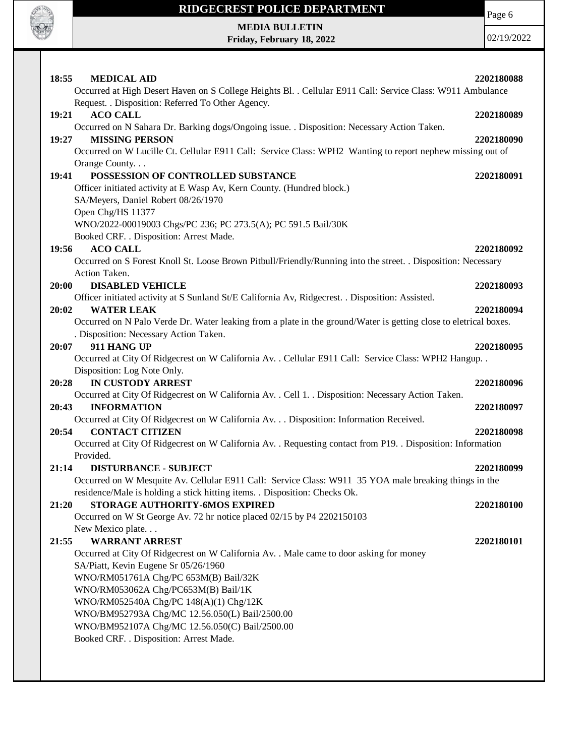**18:55 MEDICAL AID** **2202180088**

Occurred at High Desert Haven on S College Heights Bl. . Cellular E911 Call: Service Class: W911 Ambulance Request. . Disposition: Referred To Other Agency.

**19:21 ACO CALL** **2202180089**

Occurred on N Sahara Dr. Barking dogs/Ongoing issue. . Disposition: Necessary Action Taken.

**19:27 MISSING PERSON** **2202180090**

Occurred on W Lucille Ct. Cellular E911 Call: Service Class: WPH2 Wanting to report nephew missing out of Orange County. . .

**19:41 POSSESSION OF CONTROLLED SUBSTANCE** **2202180091**

Officer initiated activity at E Wasp Av, Kern County. (Hundred block.)
SA/Meyers, Daniel Robert 08/26/1970
Open Chg/HS 11377
WNO/2022-00019003 Chgs/PC 236; PC 273.5(A); PC 591.5 Bail/30K
Booked CRF. . Disposition: Arrest Made.

**19:56 ACO CALL** **2202180092**

Occurred on S Forest Knoll St. Loose Brown Pitbull/Friendly/Running into the street. . Disposition: Necessary Action Taken.

**20:00 DISABLED VEHICLE** **2202180093**

Officer initiated activity at S Sunland St/E California Av, Ridgecrest. . Disposition: Assisted.

**20:02 WATER LEAK** **2202180094**

Occurred on N Palo Verde Dr. Water leaking from a plate in the ground/Water is getting close to eletrical boxes. . Disposition: Necessary Action Taken.

**20:07 911 HANG UP** **2202180095**

Occurred at City Of Ridgecrest on W California Av. . Cellular E911 Call: Service Class: WPH2 Hangup. . Disposition: Log Note Only.

**20:28 IN CUSTODY ARREST** **2202180096**

Occurred at City Of Ridgecrest on W California Av. . Cell 1. . Disposition: Necessary Action Taken.

**20:43 INFORMATION** **2202180097**

Occurred at City Of Ridgecrest on W California Av. . . Disposition: Information Received.

**20:54 CONTACT CITIZEN** **2202180098**

Occurred at City Of Ridgecrest on W California Av. . Requesting contact from P19. . Disposition: Information Provided.

**21:14 DISTURBANCE - SUBJECT** **2202180099**

Occurred on W Mesquite Av. Cellular E911 Call: Service Class: W911 35 YOA male breaking things in the residence/Male is holding a stick hitting items. . Disposition: Checks Ok.

**21:20 STORAGE AUTHORITY-6MOS EXPIRED** **2202180100**

Occurred on W St George Av. 72 hr notice placed 02/15 by P4 2202150103
New Mexico plate. . .

**21:55 WARRANT ARREST** **2202180101**

Occurred at City Of Ridgecrest on W California Av. . Male came to door asking for money
SA/Piatt, Kevin Eugene Sr 05/26/1960
WNO/RM051761A Chg/PC 653M(B) Bail/32K
WNO/RM053062A Chg/PC653M(B) Bail/1K
WNO/RM052540A Chg/PC 148(A)(1) Chg/12K
WNO/BM952793A Chg/MC 12.56.050(L) Bail/2500.00
WNO/BM952107A Chg/MC 12.56.050(C) Bail/2500.00
Booked CRF. . Disposition: Arrest Made.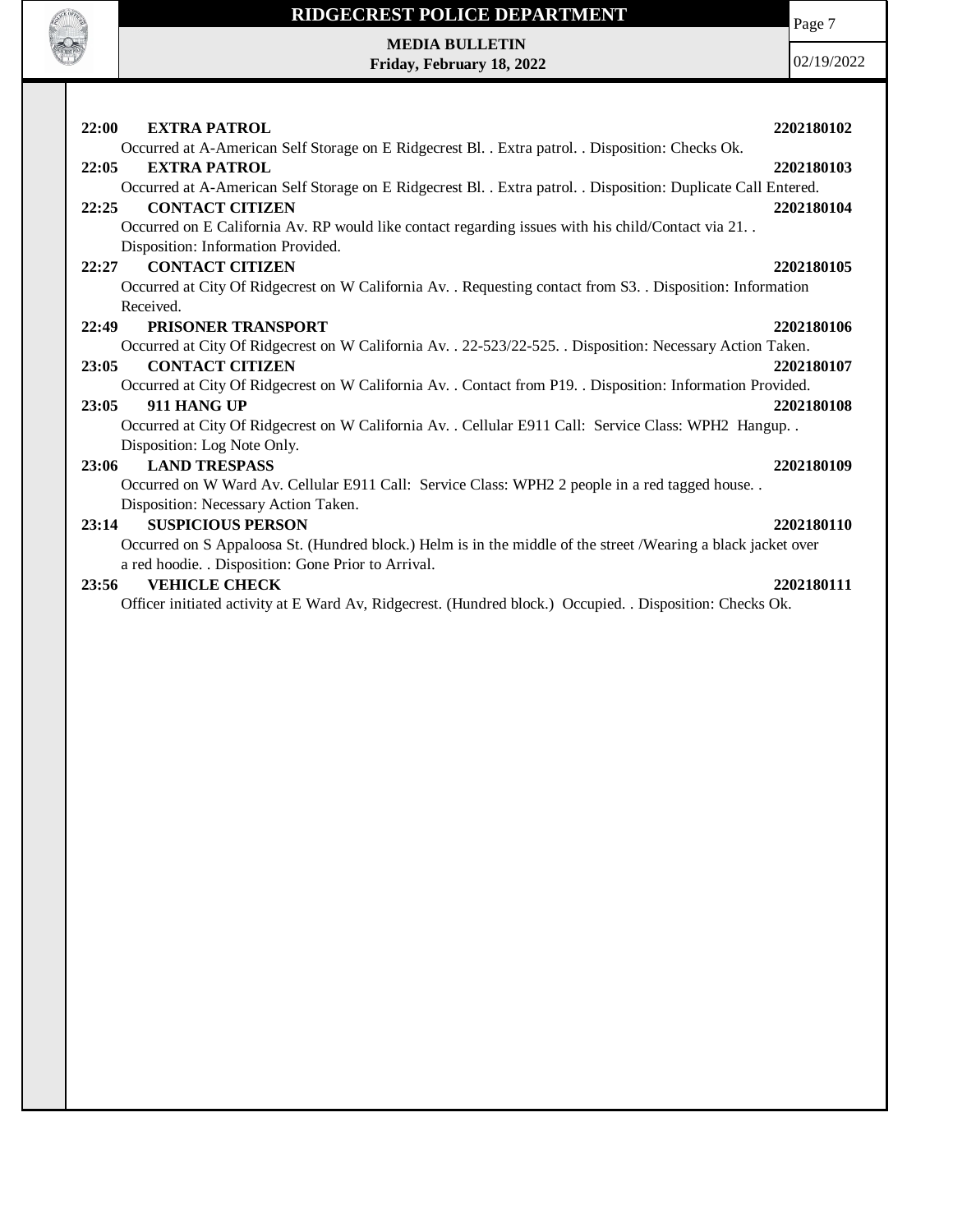**22:00 EXTRA PATROL** **2202180102**

Occurred at A-American Self Storage on E Ridgecrest Bl. . Extra patrol. . Disposition: Checks Ok.

**22:05 EXTRA PATROL** **2202180103**

Occurred at A-American Self Storage on E Ridgecrest Bl. . Extra patrol. . Disposition: Duplicate Call Entered.

**22:25 CONTACT CITIZEN** **2202180104**

Occurred on E California Av. RP would like contact regarding issues with his child/Contact via 21. . Disposition: Information Provided.

**22:27 CONTACT CITIZEN** **2202180105**

Occurred at City Of Ridgecrest on W California Av. . Requesting contact from S3. . Disposition: Information Received.

**22:49 PRISONER TRANSPORT** **2202180106**

Occurred at City Of Ridgecrest on W California Av. . 22-523/22-525. . Disposition: Necessary Action Taken.

**23:05 CONTACT CITIZEN** **2202180107**

Occurred at City Of Ridgecrest on W California Av. . Contact from P19. . Disposition: Information Provided.

**23:05 911 HANG UP** **2202180108**

Occurred at City Of Ridgecrest on W California Av. . Cellular E911 Call: Service Class: WPH2 Hangup. . Disposition: Log Note Only.

**23:06 LAND TRESPASS** **2202180109**

Occurred on W Ward Av. Cellular E911 Call: Service Class: WPH2 2 people in a red tagged house. . Disposition: Necessary Action Taken.

**23:14 SUSPICIOUS PERSON** **2202180110**

Occurred on S Appaloosa St. (Hundred block.) Helm is in the middle of the street /Wearing a black jacket over a red hoodie. . Disposition: Gone Prior to Arrival.

**23:56 VEHICLE CHECK** **2202180111**

Officer initiated activity at E Ward Av, Ridgecrest. (Hundred block.) Occupied. . Disposition: Checks Ok.